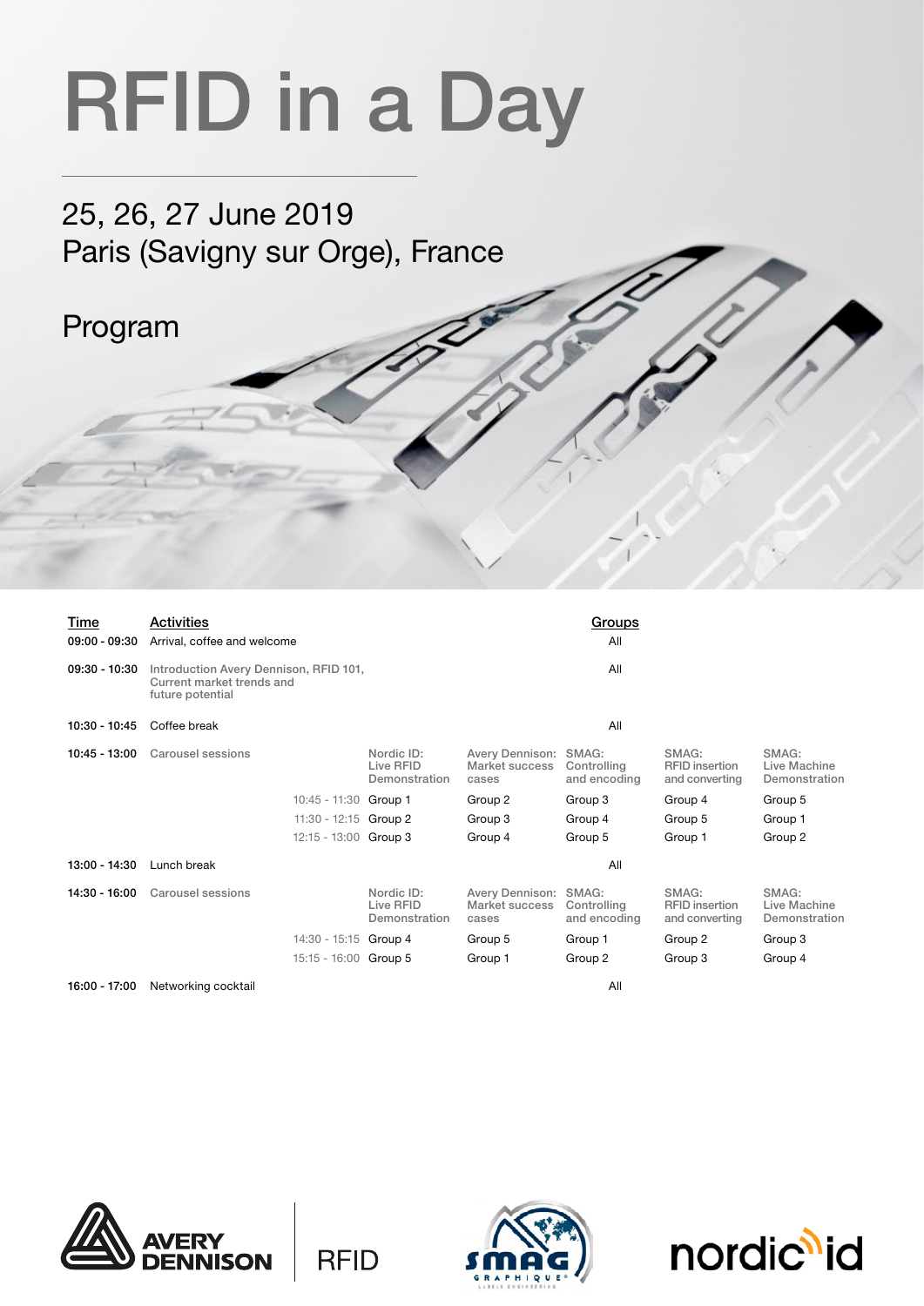# RFID in a Day

## 25, 26, 27 June 2019
## Paris (Savigny sur Orge), France

## Program

| Time | Activities | | | | Groups | | |
|---|---|---|---|---|---|---|---|
| 09:00 - 09:30 | Arrival, coffee and welcome | | | | All | | |
| 09:30 - 10:30 | Introduction Avery Dennison, RFID 101, Current market trends and future potential | | | | All | | |
| 10:30 - 10:45 | Coffee break | | | | All | | |
| 10:45 - 13:00 | Carousel sessions | | Nordic ID: Live RFID Demonstration | Avery Dennison: Market success cases | SMAG: Controlling and encoding | SMAG: RFID insertion and converting | SMAG: Live Machine Demonstration |
| | | 10:45 - 11:30 | Group 1 | Group 2 | Group 3 | Group 4 | Group 5 |
| | | 11:30 - 12:15 | Group 2 | Group 3 | Group 4 | Group 5 | Group 1 |
| | | 12:15 - 13:00 | Group 3 | Group 4 | Group 5 | Group 1 | Group 2 |
| 13:00 - 14:30 | Lunch break | | | | All | | |
| 14:30 - 16:00 | Carousel sessions | | Nordic ID: Live RFID Demonstration | Avery Dennison: Market success cases | SMAG: Controlling and encoding | SMAG: RFID insertion and converting | SMAG: Live Machine Demonstration |
| | | 14:30 - 15:15 | Group 4 | Group 5 | Group 1 | Group 2 | Group 3 |
| | | 15:15 - 16:00 | Group 5 | Group 1 | Group 2 | Group 3 | Group 4 |
| 16:00 - 17:00 | Networking cocktail | | | | All | | |

AVERY DENNISON | RFID

SMAG GRAPHIQUE

nordic id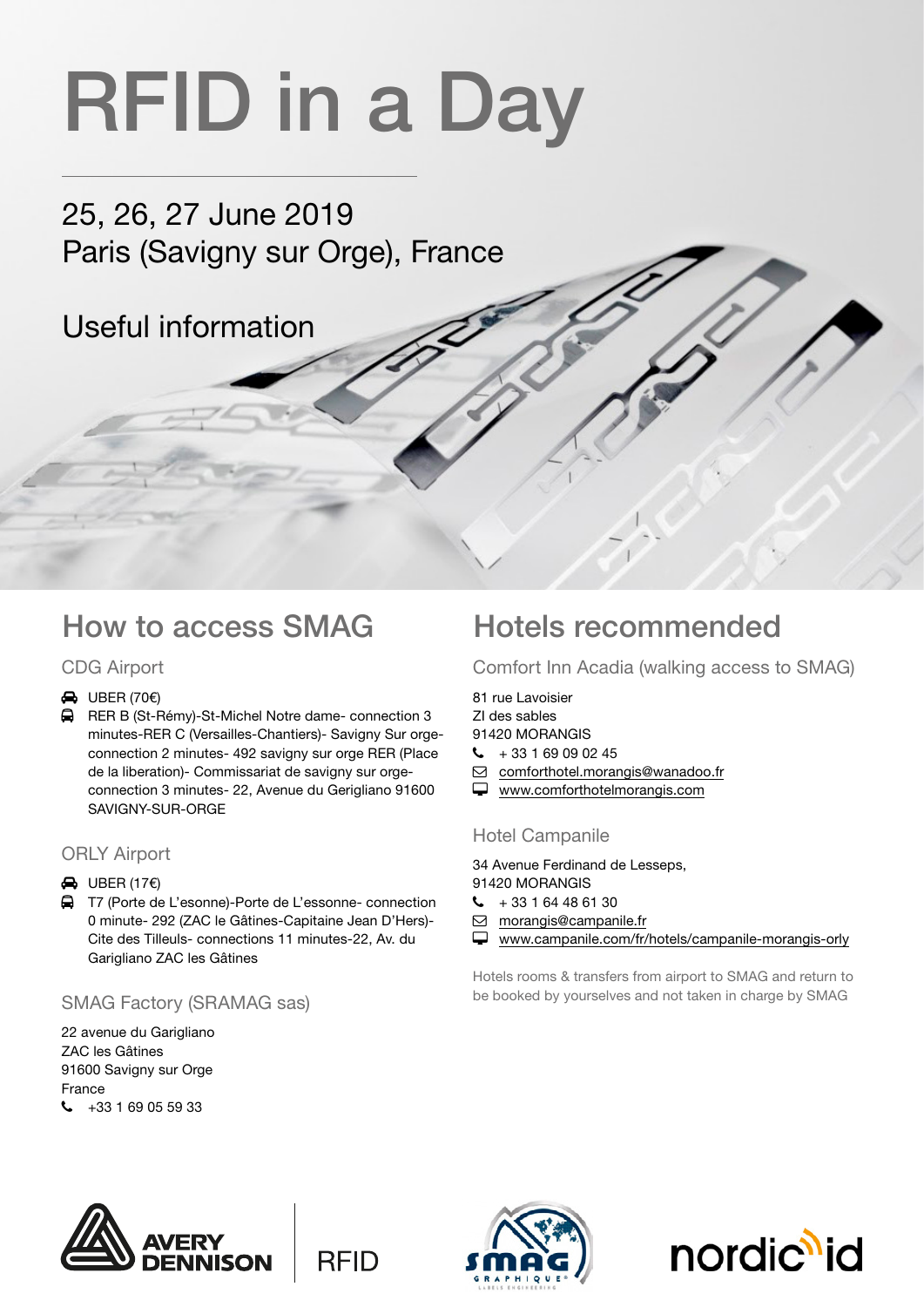# RFID in a Day

25, 26, 27 June 2019
Paris (Savigny sur Orge), France

Useful information

## How to access SMAG

### CDG Airport

- UBER (70€)
- RER B (St-Rémy)-St-Michel Notre dame- connection 3 minutes-RER C (Versailles-Chantiers)- Savigny Sur orge- connection 2 minutes- 492 savigny sur orge RER (Place de la liberation)- Commissariat de savigny sur orge- connection 3 minutes- 22, Avenue du Gerigliano 91600 SAVIGNY-SUR-ORGE

### ORLY Airport

- UBER (17€)
- T7 (Porte de L'esonne)-Porte de L'essonne- connection 0 minute- 292 (ZAC le Gâtines-Capitaine Jean D'Hers)- Cite des Tilleuls- connections 11 minutes-22, Av. du Garigliano ZAC les Gâtines

### SMAG Factory (SRAMAG sas)

22 avenue du Garigliano
ZAC les Gâtines
91600 Savigny sur Orge
France
+33 1 69 05 59 33

## Hotels recommended

### Comfort Inn Acadia (walking access to SMAG)

81 rue Lavoisier
ZI des sables
91420 MORANGIS
+ 33 1 69 09 02 45
comforthotel.morangis@wanadoo.fr
www.comforthotelmorangis.com

### Hotel Campanile

34 Avenue Ferdinand de Lesseps,
91420 MORANGIS
+ 33 1 64 48 61 30
morangis@campanile.fr
www.campanile.com/fr/hotels/campanile-morangis-orly

Hotels rooms & transfers from airport to SMAG and return to be booked by yourselves and not taken in charge by SMAG

AVERY DENNISON | RFID

SMAG GRAPHIQUE LABELS ENGINEERING

nordic id